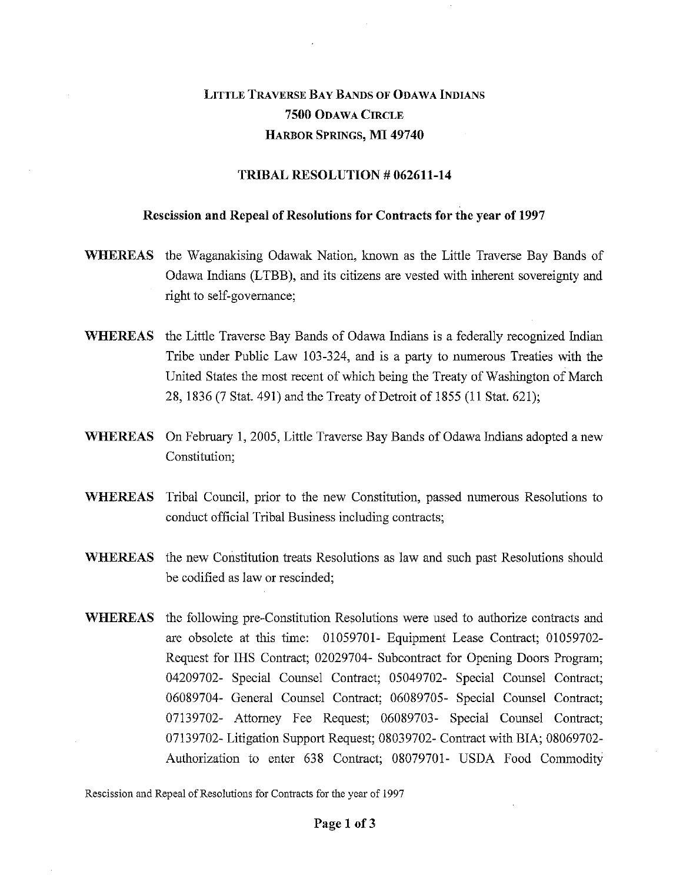# LITTLE TRAVERSE BAY BANDS OF ODAWA INDIANS
## 7500 ODAWA CIRCLE
## HARBOR SPRINGS, MI 49740

### TRIBAL RESOLUTION # 062611-14

**Rescission and Repeal of Resolutions for Contracts for the year of 1997**

**WHEREAS** the Waganakising Odawak Nation, known as the Little Traverse Bay Bands of Odawa Indians (LTBB), and its citizens are vested with inherent sovereignty and right to self-governance;

**WHEREAS** the Little Traverse Bay Bands of Odawa Indians is a federally recognized Indian Tribe under Public Law 103-324, and is a party to numerous Treaties with the United States the most recent of which being the Treaty of Washington of March 28, 1836 (7 Stat. 491) and the Treaty of Detroit of 1855 (11 Stat. 621);

**WHEREAS** On February 1, 2005, Little Traverse Bay Bands of Odawa Indians adopted a new Constitution;

**WHEREAS** Tribal Council, prior to the new Constitution, passed numerous Resolutions to conduct official Tribal Business including contracts;

**WHEREAS** the new Constitution treats Resolutions as law and such past Resolutions should be codified as law or rescinded;

**WHEREAS** the following pre-Constitution Resolutions were used to authorize contracts and are obsolete at this time: 01059701- Equipment Lease Contract; 01059702- Request for IHS Contract; 02029704- Subcontract for Opening Doors Program; 04209702- Special Counsel Contract; 05049702- Special Counsel Contract; 06089704- General Counsel Contract; 06089705- Special Counsel Contract; 07139702- Attorney Fee Request; 06089703- Special Counsel Contract; 07139702- Litigation Support Request; 08039702- Contract with BIA; 08069702- Authorization to enter 638 Contract; 08079701- USDA Food Commodity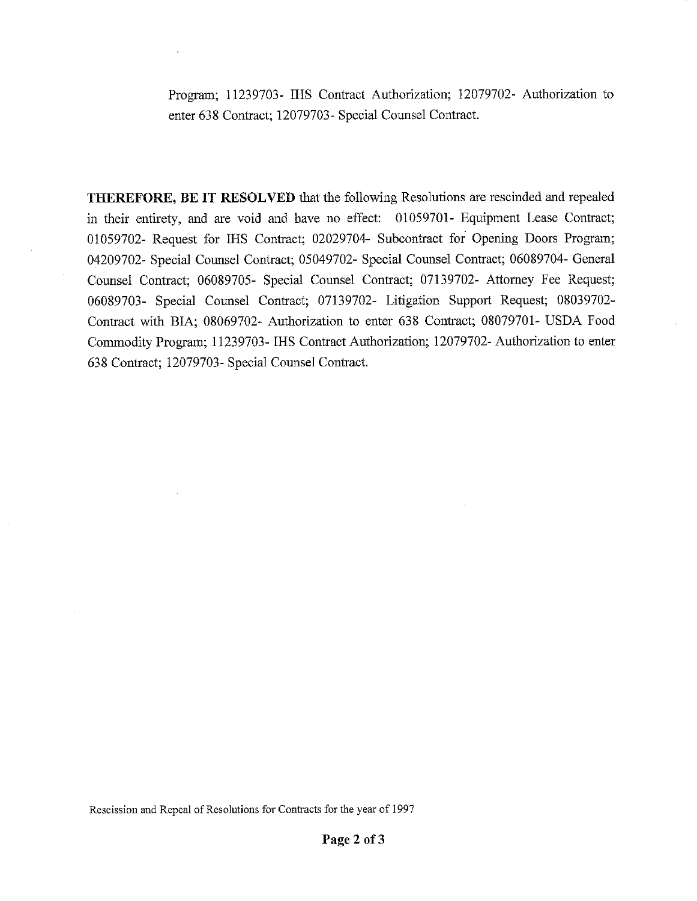Program; 11239703- IHS Contract Authorization; 12079702- Authorization to enter 638 Contract; 12079703- Special Counsel Contract.

**THEREFORE, BE IT RESOLVED** that the following Resolutions are rescinded and repealed in their entirety, and are void and have no effect: 01059701- Equipment Lease Contract; 01059702- Request for IHS Contract; 02029704- Subcontract for Opening Doors Program; 04209702- Special Counsel Contract; 05049702- Special Counsel Contract; 06089704- General Counsel Contract; 06089705- Special Counsel Contract; 07139702- Attorney Fee Request; 06089703- Special Counsel Contract; 07139702- Litigation Support Request; 08039702- Contract with BIA; 08069702- Authorization to enter 638 Contract; 08079701- USDA Food Commodity Program; 11239703- IHS Contract Authorization; 12079702- Authorization to enter 638 Contract; 12079703- Special Counsel Contract.

Rescission and Repeal of Resolutions for Contracts for the year of 1997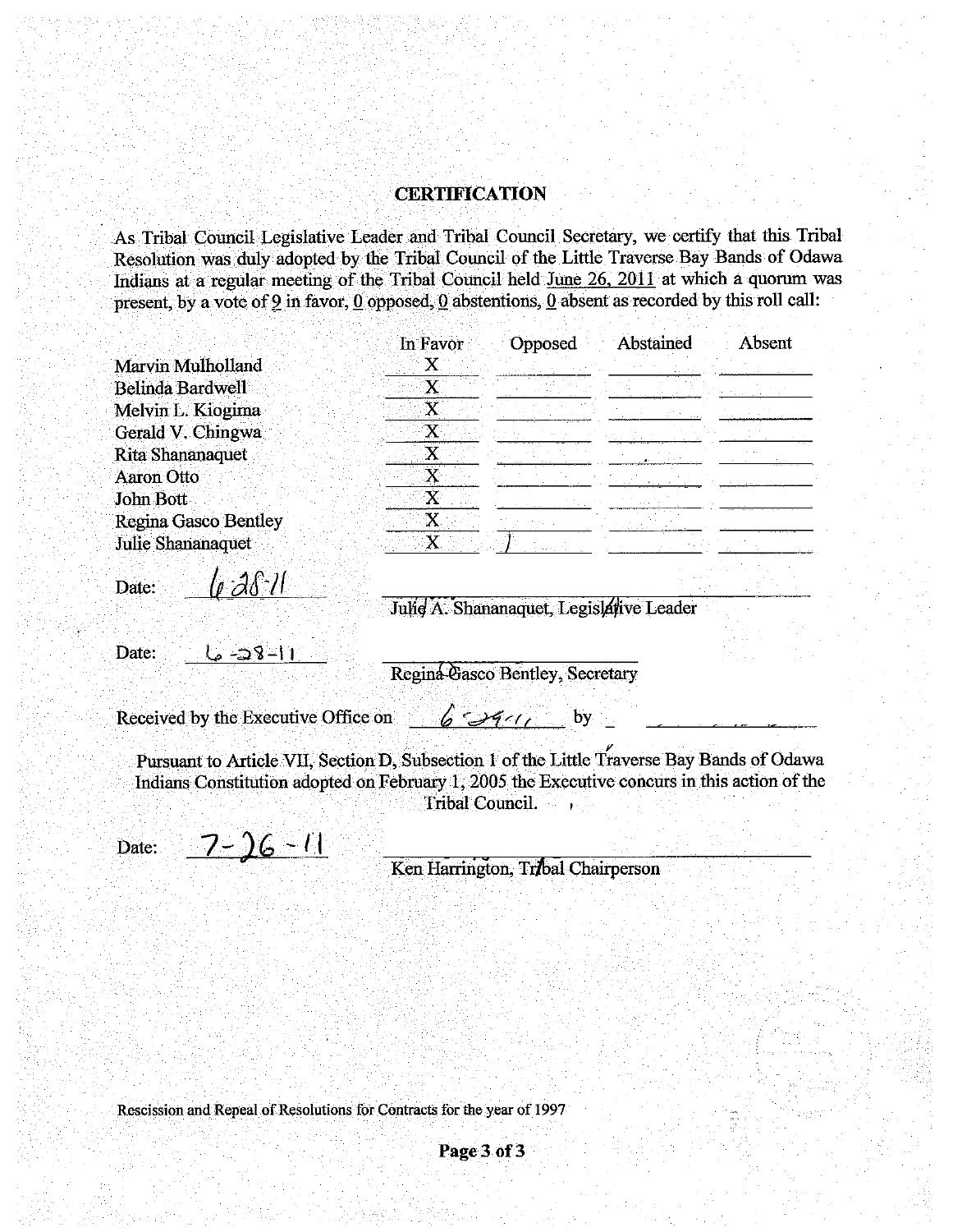## CERTIFICATION

As Tribal Council Legislative Leader and Tribal Council Secretary, we certify that this Tribal Resolution was duly adopted by the Tribal Council of the Little Traverse Bay Bands of Odawa Indians at a regular meeting of the Tribal Council held June 26, 2011 at which a quorum was present, by a vote of 9 in favor, 0 opposed, 0 abstentions, 0 absent as recorded by this roll call:

| | In Favor | Opposed | Abstained | Absent |
|---|---|---|---|---|
| Marvin Mulholland | X | | | |
| Belinda Bardwell | X | | | |
| Melvin L. Kiogima | X | | | |
| Gerald V. Chingwa | X | | | |
| Rita Shananaquet | X | | | |
| Aaron Otto | X | | | |
| John Bott | X | | | |
| Regina Gasco Bentley | X | | | |
| Julie Shananaquet | X | | | |

Date: 6-28-11

Julie A. Shananaquet, Legislative Leader

Date: 6-28-11

Regina Gasco Bentley, Secretary

Received by the Executive Office on 6-29-11 by

Pursuant to Article VII, Section D, Subsection 1 of the Little Traverse Bay Bands of Odawa Indians Constitution adopted on February 1, 2005 the Executive concurs in this action of the Tribal Council.

Date: 7-26-11

Ken Harrington, Tribal Chairperson

Rescission and Repeal of Resolutions for Contracts for the year of 1997